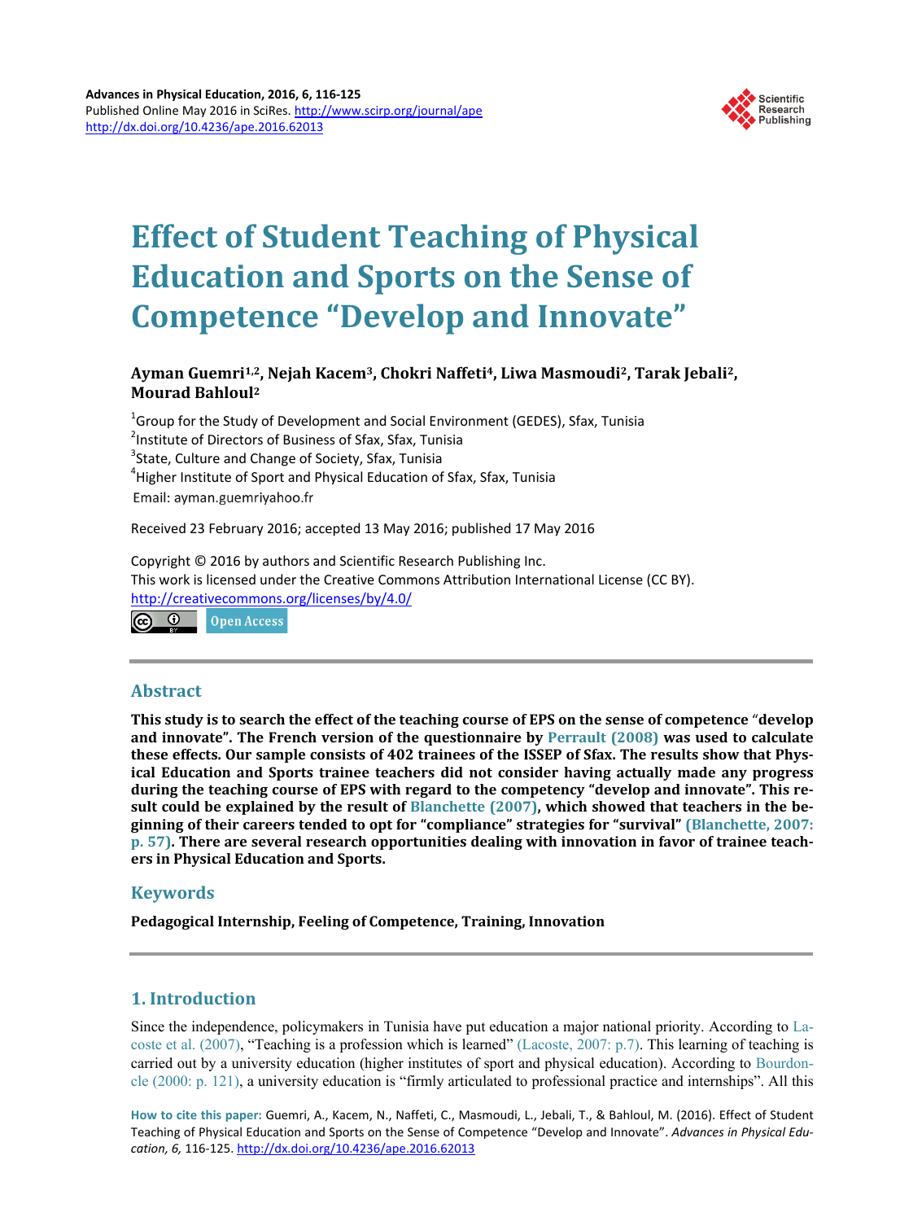# Effect of Student Teaching of Physical Education and Sports on the Sense of Competence "Develop and Innovate"

**Ayman Guemri[1,2], Nejah Kacem[3], Chokri Naffeti[4], Liwa Masmoudi[2], Tarak Jebali[2], Mourad Bahloul[2]**

[1]Group for the Study of Development and Social Environment (GEDES), Sfax, Tunisia
[2]Institute of Directors of Business of Sfax, Sfax, Tunisia
[3]State, Culture and Change of Society, Sfax, Tunisia
[4]Higher Institute of Sport and Physical Education of Sfax, Sfax, Tunisia
Email: ayman.guemriyahoo.fr

Received 23 February 2016; accepted 13 May 2016; published 17 May 2016

Copyright © 2016 by authors and Scientific Research Publishing Inc.
This work is licensed under the Creative Commons Attribution International License (CC BY).
http://creativecommons.org/licenses/by/4.0/

Open Access

## Abstract

**This study is to search the effect of the teaching course of EPS on the sense of competence "develop and innovate". The French version of the questionnaire by Perrault (2008) was used to calculate these effects. Our sample consists of 402 trainees of the ISSEP of Sfax. The results show that Physical Education and Sports trainee teachers did not consider having actually made any progress during the teaching course of EPS with regard to the competency "develop and innovate". This result could be explained by the result of Blanchette (2007), which showed that teachers in the beginning of their careers tended to opt for "compliance" strategies for "survival" (Blanchette, 2007: p. 57). There are several research opportunities dealing with innovation in favor of trainee teachers in Physical Education and Sports.**

## Keywords

**Pedagogical Internship, Feeling of Competence, Training, Innovation**

## 1. Introduction

Since the independence, policymakers in Tunisia have put education a major national priority. According to Lacoste et al. (2007), "Teaching is a profession which is learned" (Lacoste, 2007: p.7). This learning of teaching is carried out by a university education (higher institutes of sport and physical education). According to Bourdoncle (2000: p. 121), a university education is "firmly articulated to professional practice and internships". All this

**How to cite this paper:** Guemri, A., Kacem, N., Naffeti, C., Masmoudi, L., Jebali, T., & Bahloul, M. (2016). Effect of Student Teaching of Physical Education and Sports on the Sense of Competence "Develop and Innovate". *Advances in Physical Education, 6,* 116-125. http://dx.doi.org/10.4236/ape.2016.62013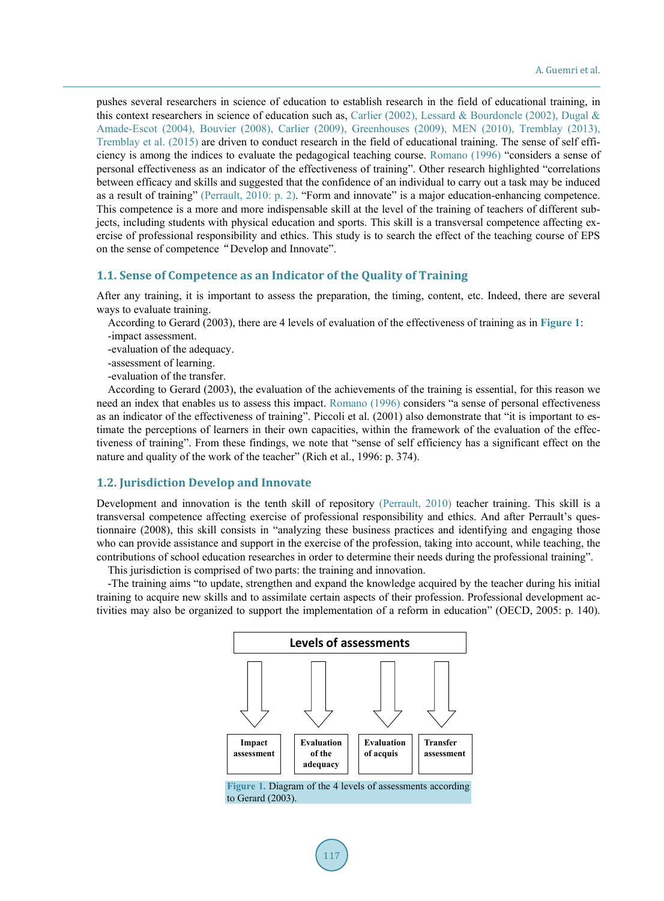pushes several researchers in science of education to establish research in the field of educational training, in this context researchers in science of education such as, Carlier (2002), Lessard & Bourdoncle (2002), Dugal & Amade-Escot (2004), Bouvier (2008), Carlier (2009), Greenhouses (2009), MEN (2010), Tremblay (2013), Tremblay et al. (2015) are driven to conduct research in the field of educational training. The sense of self efficiency is among the indices to evaluate the pedagogical teaching course. Romano (1996) "considers a sense of personal effectiveness as an indicator of the effectiveness of training". Other research highlighted "correlations between efficacy and skills and suggested that the confidence of an individual to carry out a task may be induced as a result of training" (Perrault, 2010: p. 2). "Form and innovate" is a major education-enhancing competence. This competence is a more and more indispensable skill at the level of the training of teachers of different subjects, including students with physical education and sports. This skill is a transversal competence affecting exercise of professional responsibility and ethics. This study is to search the effect of the teaching course of EPS on the sense of competence "Develop and Innovate".

### 1.1. Sense of Competence as an Indicator of the Quality of Training

After any training, it is important to assess the preparation, the timing, content, etc. Indeed, there are several ways to evaluate training.

According to Gerard (2003), there are 4 levels of evaluation of the effectiveness of training as in **Figure 1**:

-impact assessment.

-evaluation of the adequacy.

-assessment of learning.

-evaluation of the transfer.

According to Gerard (2003), the evaluation of the achievements of the training is essential, for this reason we need an index that enables us to assess this impact. Romano (1996) considers "a sense of personal effectiveness as an indicator of the effectiveness of training". Piccoli et al. (2001) also demonstrate that "it is important to estimate the perceptions of learners in their own capacities, within the framework of the evaluation of the effectiveness of training". From these findings, we note that "sense of self efficiency has a significant effect on the nature and quality of the work of the teacher" (Rich et al., 1996: p. 374).

### 1.2. Jurisdiction Develop and Innovate

Development and innovation is the tenth skill of repository (Perrault, 2010) teacher training. This skill is a transversal competence affecting exercise of professional responsibility and ethics. And after Perrault's questionnaire (2008), this skill consists in "analyzing these business practices and identifying and engaging those who can provide assistance and support in the exercise of the profession, taking into account, while teaching, the contributions of school education researches in order to determine their needs during the professional training".

This jurisdiction is comprised of two parts: the training and innovation.

-The training aims "to update, strengthen and expand the knowledge acquired by the teacher during his initial training to acquire new skills and to assimilate certain aspects of their profession. Professional development activities may also be organized to support the implementation of a reform in education" (OECD, 2005: p. 140).

**Levels of assessments**

Impact assessment | Evaluation of the adequacy | Evaluation of acquis | Transfer assessment

**Figure 1.** Diagram of the 4 levels of assessments according to Gerard (2003).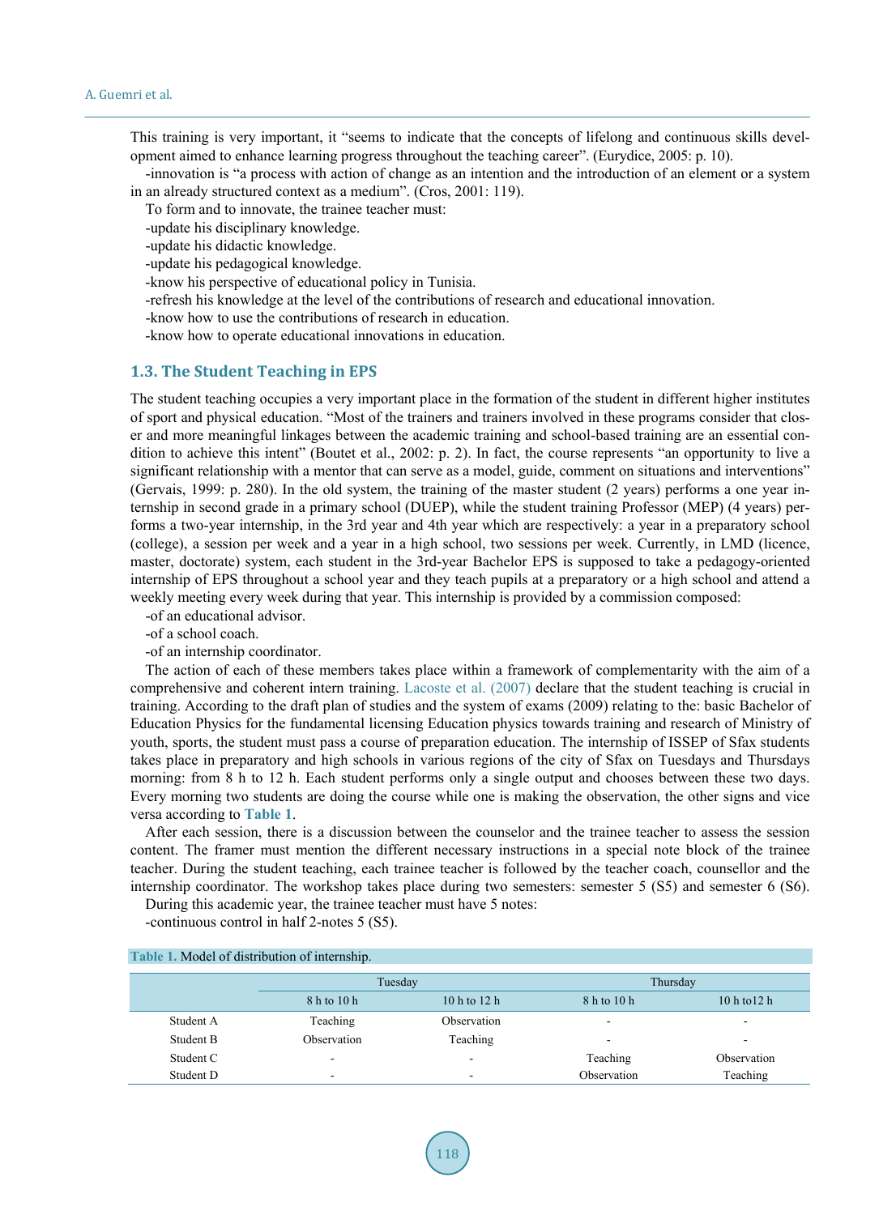This training is very important, it "seems to indicate that the concepts of lifelong and continuous skills development aimed to enhance learning progress throughout the teaching career". (Eurydice, 2005: p. 10).

-innovation is "a process with action of change as an intention and the introduction of an element or a system in an already structured context as a medium". (Cros, 2001: 119).

To form and to innovate, the trainee teacher must:

-update his disciplinary knowledge.

-update his didactic knowledge.

-update his pedagogical knowledge.

-know his perspective of educational policy in Tunisia.

-refresh his knowledge at the level of the contributions of research and educational innovation.

-know how to use the contributions of research in education.

-know how to operate educational innovations in education.

### 1.3. The Student Teaching in EPS

The student teaching occupies a very important place in the formation of the student in different higher institutes of sport and physical education. "Most of the trainers and trainers involved in these programs consider that closer and more meaningful linkages between the academic training and school-based training are an essential condition to achieve this intent" (Boutet et al., 2002: p. 2). In fact, the course represents "an opportunity to live a significant relationship with a mentor that can serve as a model, guide, comment on situations and interventions" (Gervais, 1999: p. 280). In the old system, the training of the master student (2 years) performs a one year internship in second grade in a primary school (DUEP), while the student training Professor (MEP) (4 years) performs a two-year internship, in the 3rd year and 4th year which are respectively: a year in a preparatory school (college), a session per week and a year in a high school, two sessions per week. Currently, in LMD (licence, master, doctorate) system, each student in the 3rd-year Bachelor EPS is supposed to take a pedagogy-oriented internship of EPS throughout a school year and they teach pupils at a preparatory or a high school and attend a weekly meeting every week during that year. This internship is provided by a commission composed:

-of an educational advisor.

-of a school coach.

-of an internship coordinator.

The action of each of these members takes place within a framework of complementarity with the aim of a comprehensive and coherent intern training. Lacoste et al. (2007) declare that the student teaching is crucial in training. According to the draft plan of studies and the system of exams (2009) relating to the: basic Bachelor of Education Physics for the fundamental licensing Education physics towards training and research of Ministry of youth, sports, the student must pass a course of preparation education. The internship of ISSEP of Sfax students takes place in preparatory and high schools in various regions of the city of Sfax on Tuesdays and Thursdays morning: from 8 h to 12 h. Each student performs only a single output and chooses between these two days. Every morning two students are doing the course while one is making the observation, the other signs and vice versa according to Table 1.

After each session, there is a discussion between the counselor and the trainee teacher to assess the session content. The framer must mention the different necessary instructions in a special note block of the trainee teacher. During the student teaching, each trainee teacher is followed by the teacher coach, counsellor and the internship coordinator. The workshop takes place during two semesters: semester 5 (S5) and semester 6 (S6).

During this academic year, the trainee teacher must have 5 notes:

-continuous control in half 2-notes 5 (S5).

**Table 1.** Model of distribution of internship.

| | Tuesday | | Thursday | |
|---|---|---|---|---|
| | 8 h to 10 h | 10 h to 12 h | 8 h to 10 h | 10 h to12 h |
| Student A | Teaching | Observation | - | - |
| Student B | Observation | Teaching | - | - |
| Student C | - | - | Teaching | Observation |
| Student D | - | - | Observation | Teaching |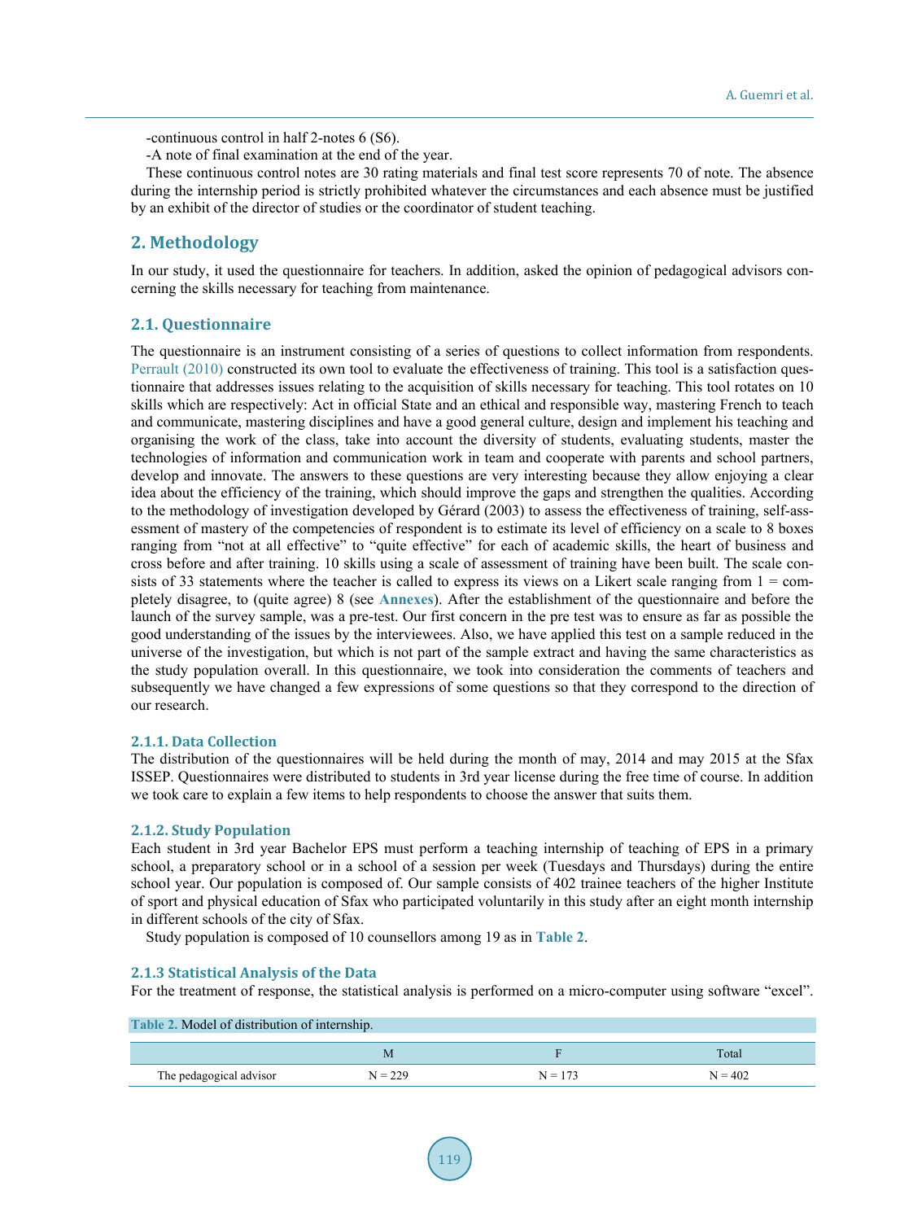-continuous control in half 2-notes 6 (S6).

-A note of final examination at the end of the year.

These continuous control notes are 30 rating materials and final test score represents 70 of note. The absence during the internship period is strictly prohibited whatever the circumstances and each absence must be justified by an exhibit of the director of studies or the coordinator of student teaching.

## 2. Methodology

In our study, it used the questionnaire for teachers. In addition, asked the opinion of pedagogical advisors concerning the skills necessary for teaching from maintenance.

### 2.1. Questionnaire

The questionnaire is an instrument consisting of a series of questions to collect information from respondents. Perrault (2010) constructed its own tool to evaluate the effectiveness of training. This tool is a satisfaction questionnaire that addresses issues relating to the acquisition of skills necessary for teaching. This tool rotates on 10 skills which are respectively: Act in official State and an ethical and responsible way, mastering French to teach and communicate, mastering disciplines and have a good general culture, design and implement his teaching and organising the work of the class, take into account the diversity of students, evaluating students, master the technologies of information and communication work in team and cooperate with parents and school partners, develop and innovate. The answers to these questions are very interesting because they allow enjoying a clear idea about the efficiency of the training, which should improve the gaps and strengthen the qualities. According to the methodology of investigation developed by Gérard (2003) to assess the effectiveness of training, self-assessment of mastery of the competencies of respondent is to estimate its level of efficiency on a scale to 8 boxes ranging from "not at all effective" to "quite effective" for each of academic skills, the heart of business and cross before and after training. 10 skills using a scale of assessment of training have been built. The scale consists of 33 statements where the teacher is called to express its views on a Likert scale ranging from 1 = completely disagree, to (quite agree) 8 (see **Annexes**). After the establishment of the questionnaire and before the launch of the survey sample, was a pre-test. Our first concern in the pre test was to ensure as far as possible the good understanding of the issues by the interviewees. Also, we have applied this test on a sample reduced in the universe of the investigation, but which is not part of the sample extract and having the same characteristics as the study population overall. In this questionnaire, we took into consideration the comments of teachers and subsequently we have changed a few expressions of some questions so that they correspond to the direction of our research.

#### 2.1.1. Data Collection

The distribution of the questionnaires will be held during the month of may, 2014 and may 2015 at the Sfax ISSEP. Questionnaires were distributed to students in 3rd year license during the free time of course. In addition we took care to explain a few items to help respondents to choose the answer that suits them.

#### 2.1.2. Study Population

Each student in 3rd year Bachelor EPS must perform a teaching internship of teaching of EPS in a primary school, a preparatory school or in a school of a session per week (Tuesdays and Thursdays) during the entire school year. Our population is composed of. Our sample consists of 402 trainee teachers of the higher Institute of sport and physical education of Sfax who participated voluntarily in this study after an eight month internship in different schools of the city of Sfax.

Study population is composed of 10 counsellors among 19 as in **Table 2**.

#### 2.1.3 Statistical Analysis of the Data

For the treatment of response, the statistical analysis is performed on a micro-computer using software "excel".

**Table 2.** Model of distribution of internship.

| | M | F | Total |
|---|---|---|---|
| The pedagogical advisor | N = 229 | N = 173 | N = 402 |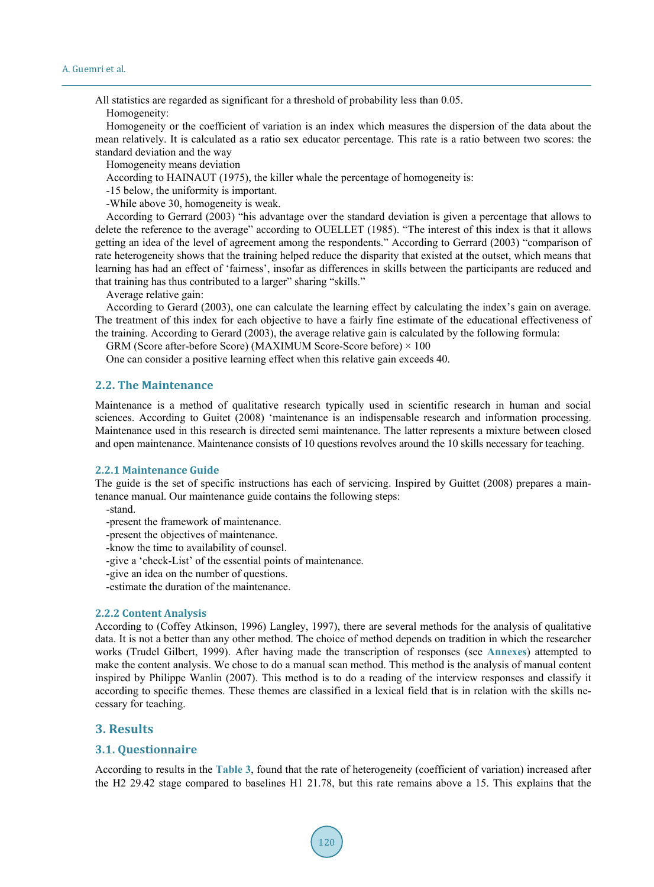All statistics are regarded as significant for a threshold of probability less than 0.05.

Homogeneity:

Homogeneity or the coefficient of variation is an index which measures the dispersion of the data about the mean relatively. It is calculated as a ratio sex educator percentage. This rate is a ratio between two scores: the standard deviation and the way

Homogeneity means deviation

According to HAINAUT (1975), the killer whale the percentage of homogeneity is:

-15 below, the uniformity is important.

-While above 30, homogeneity is weak.

According to Gerrard (2003) "his advantage over the standard deviation is given a percentage that allows to delete the reference to the average" according to OUELLET (1985). "The interest of this index is that it allows getting an idea of the level of agreement among the respondents." According to Gerrard (2003) "comparison of rate heterogeneity shows that the training helped reduce the disparity that existed at the outset, which means that learning has had an effect of 'fairness', insofar as differences in skills between the participants are reduced and that training has thus contributed to a larger" sharing "skills."

Average relative gain:

According to Gerard (2003), one can calculate the learning effect by calculating the index's gain on average. The treatment of this index for each objective to have a fairly fine estimate of the educational effectiveness of the training. According to Gerard (2003), the average relative gain is calculated by the following formula:

GRM (Score after-before Score) (MAXIMUM Score-Score before) × 100

One can consider a positive learning effect when this relative gain exceeds 40.

## 2.2. The Maintenance

Maintenance is a method of qualitative research typically used in scientific research in human and social sciences. According to Guitet (2008) 'maintenance is an indispensable research and information processing. Maintenance used in this research is directed semi maintenance. The latter represents a mixture between closed and open maintenance. Maintenance consists of 10 questions revolves around the 10 skills necessary for teaching.

### 2.2.1 Maintenance Guide

The guide is the set of specific instructions has each of servicing. Inspired by Guittet (2008) prepares a maintenance manual. Our maintenance guide contains the following steps:

-stand.

-present the framework of maintenance.

-present the objectives of maintenance.

-know the time to availability of counsel.

-give a 'check-List' of the essential points of maintenance.

-give an idea on the number of questions.

-estimate the duration of the maintenance.

### 2.2.2 Content Analysis

According to (Coffey Atkinson, 1996) Langley, 1997), there are several methods for the analysis of qualitative data. It is not a better than any other method. The choice of method depends on tradition in which the researcher works (Trudel Gilbert, 1999). After having made the transcription of responses (see **Annexes**) attempted to make the content analysis. We chose to do a manual scan method. This method is the analysis of manual content inspired by Philippe Wanlin (2007). This method is to do a reading of the interview responses and classify it according to specific themes. These themes are classified in a lexical field that is in relation with the skills necessary for teaching.

# 3. Results

## 3.1. Questionnaire

According to results in the **Table 3**, found that the rate of heterogeneity (coefficient of variation) increased after the H2 29.42 stage compared to baselines H1 21.78, but this rate remains above a 15. This explains that the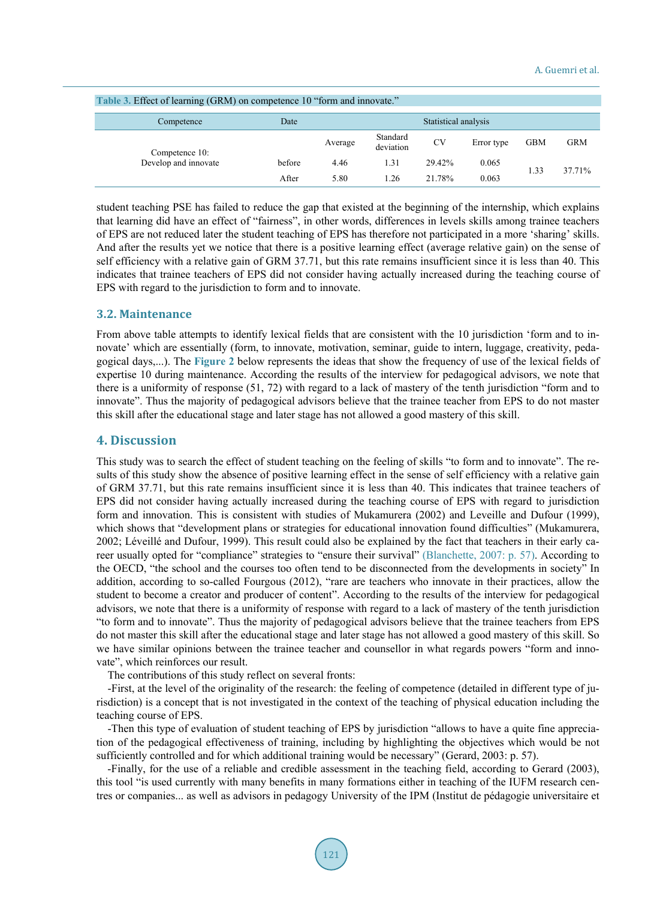Table 3. Effect of learning (GRM) on competence 10 "form and innovate."

| Competence | Date | Statistical analysis | | | | | |
|---|---|---|---|---|---|---|---|
| | | Average | Standard deviation | CV | Error type | GBM | GRM |
| Competence 10: Develop and innovate | before | 4.46 | 1.31 | 29.42% | 0.065 | 1.33 | 37.71% |
| | After | 5.80 | 1.26 | 21.78% | 0.063 | | |

student teaching PSE has failed to reduce the gap that existed at the beginning of the internship, which explains that learning did have an effect of "fairness", in other words, differences in levels skills among trainee teachers of EPS are not reduced later the student teaching of EPS has therefore not participated in a more 'sharing' skills. And after the results yet we notice that there is a positive learning effect (average relative gain) on the sense of self efficiency with a relative gain of GRM 37.71, but this rate remains insufficient since it is less than 40. This indicates that trainee teachers of EPS did not consider having actually increased during the teaching course of EPS with regard to the jurisdiction to form and to innovate.

### 3.2. Maintenance

From above table attempts to identify lexical fields that are consistent with the 10 jurisdiction 'form and to innovate' which are essentially (form, to innovate, motivation, seminar, guide to intern, luggage, creativity, pedagogical days,...). The **Figure 2** below represents the ideas that show the frequency of use of the lexical fields of expertise 10 during maintenance. According the results of the interview for pedagogical advisors, we note that there is a uniformity of response (51, 72) with regard to a lack of mastery of the tenth jurisdiction "form and to innovate". Thus the majority of pedagogical advisors believe that the trainee teacher from EPS to do not master this skill after the educational stage and later stage has not allowed a good mastery of this skill.

## 4. Discussion

This study was to search the effect of student teaching on the feeling of skills "to form and to innovate". The results of this study show the absence of positive learning effect in the sense of self efficiency with a relative gain of GRM 37.71, but this rate remains insufficient since it is less than 40. This indicates that trainee teachers of EPS did not consider having actually increased during the teaching course of EPS with regard to jurisdiction form and innovation. This is consistent with studies of Mukamurera (2002) and Leveille and Dufour (1999), which shows that "development plans or strategies for educational innovation found difficulties" (Mukamurera, 2002; Léveillé and Dufour, 1999). This result could also be explained by the fact that teachers in their early career usually opted for "compliance" strategies to "ensure their survival" (Blanchette, 2007: p. 57). According to the OECD, "the school and the courses too often tend to be disconnected from the developments in society" In addition, according to so-called Fourgous (2012), "rare are teachers who innovate in their practices, allow the student to become a creator and producer of content". According to the results of the interview for pedagogical advisors, we note that there is a uniformity of response with regard to a lack of mastery of the tenth jurisdiction "to form and to innovate". Thus the majority of pedagogical advisors believe that the trainee teachers from EPS do not master this skill after the educational stage and later stage has not allowed a good mastery of this skill. So we have similar opinions between the trainee teacher and counsellor in what regards powers "form and innovate", which reinforces our result.

The contributions of this study reflect on several fronts:

-First, at the level of the originality of the research: the feeling of competence (detailed in different type of jurisdiction) is a concept that is not investigated in the context of the teaching of physical education including the teaching course of EPS.

-Then this type of evaluation of student teaching of EPS by jurisdiction "allows to have a quite fine appreciation of the pedagogical effectiveness of training, including by highlighting the objectives which would be not sufficiently controlled and for which additional training would be necessary" (Gerard, 2003: p. 57).

-Finally, for the use of a reliable and credible assessment in the teaching field, according to Gerard (2003), this tool "is used currently with many benefits in many formations either in teaching of the IUFM research centres or companies... as well as advisors in pedagogy University of the IPM (Institut de pédagogie universitaire et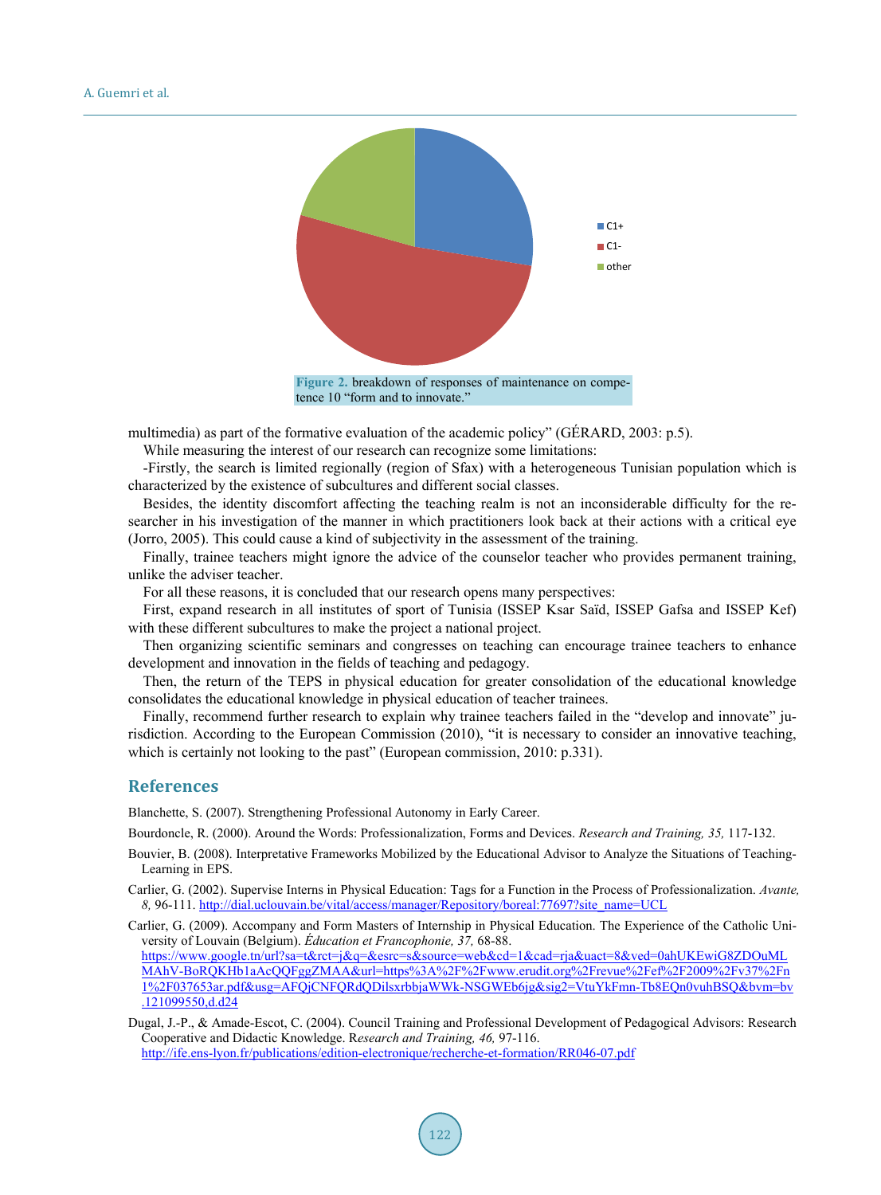Figure 2. breakdown of responses of maintenance on competence 10 "form and to innovate."

multimedia) as part of the formative evaluation of the academic policy" (GÉRARD, 2003: p.5).

While measuring the interest of our research can recognize some limitations:

-Firstly, the search is limited regionally (region of Sfax) with a heterogeneous Tunisian population which is characterized by the existence of subcultures and different social classes.

Besides, the identity discomfort affecting the teaching realm is not an inconsiderable difficulty for the researcher in his investigation of the manner in which practitioners look back at their actions with a critical eye (Jorro, 2005). This could cause a kind of subjectivity in the assessment of the training.

Finally, trainee teachers might ignore the advice of the counselor teacher who provides permanent training, unlike the adviser teacher.

For all these reasons, it is concluded that our research opens many perspectives:

First, expand research in all institutes of sport of Tunisia (ISSEP Ksar Saïd, ISSEP Gafsa and ISSEP Kef) with these different subcultures to make the project a national project.

Then organizing scientific seminars and congresses on teaching can encourage trainee teachers to enhance development and innovation in the fields of teaching and pedagogy.

Then, the return of the TEPS in physical education for greater consolidation of the educational knowledge consolidates the educational knowledge in physical education of teacher trainees.

Finally, recommend further research to explain why trainee teachers failed in the "develop and innovate" jurisdiction. According to the European Commission (2010), "it is necessary to consider an innovative teaching, which is certainly not looking to the past" (European commission, 2010: p.331).

## References

Blanchette, S. (2007). Strengthening Professional Autonomy in Early Career.

Bourdoncle, R. (2000). Around the Words: Professionalization, Forms and Devices. *Research and Training, 35,* 117-132.

Bouvier, B. (2008). Interpretative Frameworks Mobilized by the Educational Advisor to Analyze the Situations of Teaching-Learning in EPS.

Carlier, G. (2002). Supervise Interns in Physical Education: Tags for a Function in the Process of Professionalization. *Avante, 8,* 96-111. http://dial.uclouvain.be/vital/access/manager/Repository/boreal:77697?site_name=UCL

Carlier, G. (2009). Accompany and Form Masters of Internship in Physical Education. The Experience of the Catholic University of Louvain (Belgium). *Éducation et Francophonie, 37,* 68-88. https://www.google.tn/url?sa=t&rct=j&q=&esrc=s&source=web&cd=1&cad=rja&uact=8&ved=0ahUKEwiG8ZDOuMLMAhV-BoRQKHb1aAcQQFggZMAA&url=https%3A%2F%2Fwww.erudit.org%2Frevue%2Fef%2F2009%2Fv37%2Fn1%2F037653ar.pdf&usg=AFQjCNFQRdQDilsxrbbjaWWk-NSGWEb6jg&sig2=VtuYkFmn-Tb8EQn0vuhBSQ&bvm=bv.121099550,d.d24

Dugal, J.-P., & Amade-Escot, C. (2004). Council Training and Professional Development of Pedagogical Advisors: Research Cooperative and Didactic Knowledge. *Research and Training, 46,* 97-116. http://ife.ens-lyon.fr/publications/edition-electronique/recherche-et-formation/RR046-07.pdf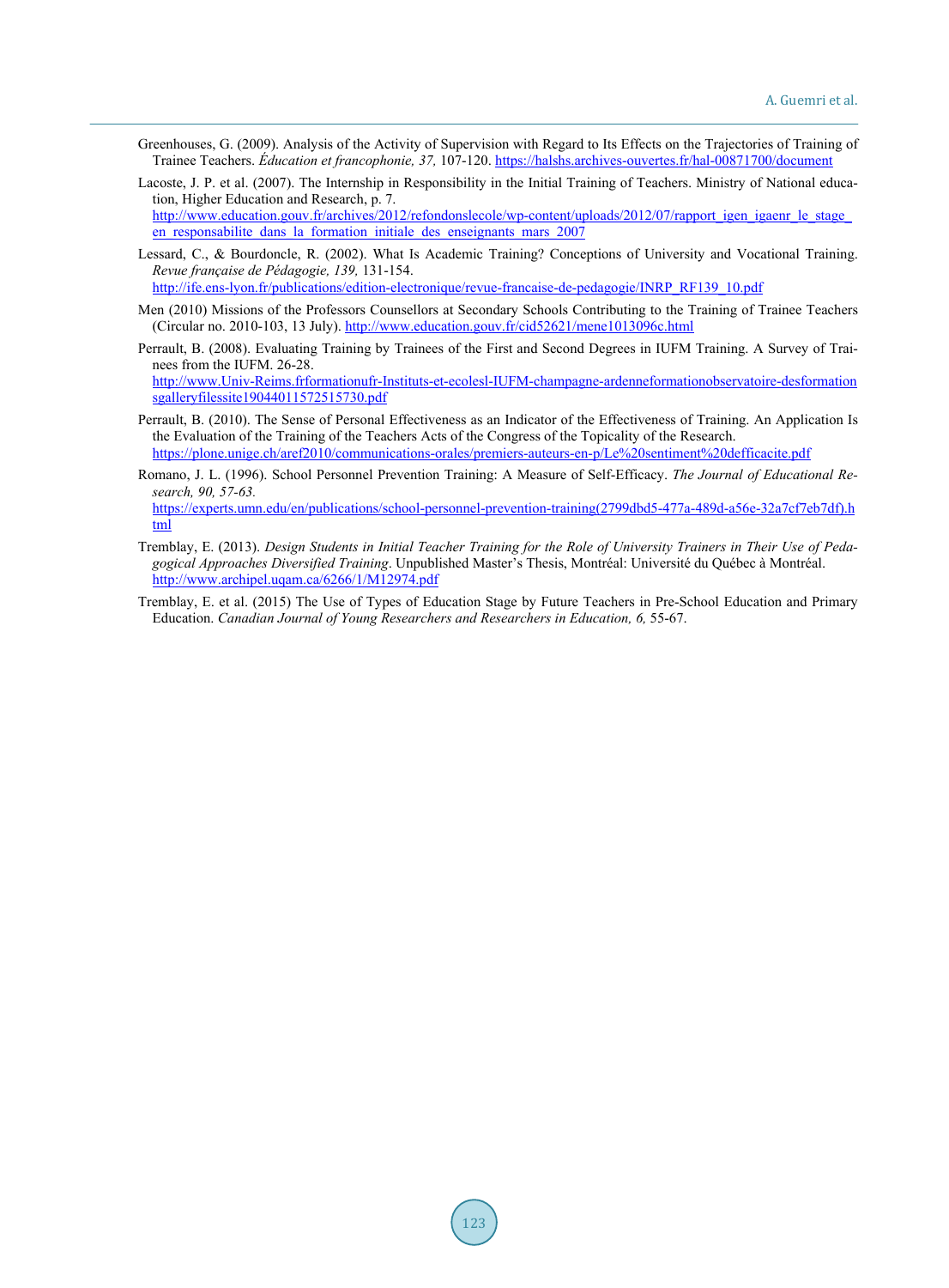Greenhouses, G. (2009). Analysis of the Activity of Supervision with Regard to Its Effects on the Trajectories of Training of Trainee Teachers. *Éducation et francophonie, 37,* 107-120. https://halshs.archives-ouvertes.fr/hal-00871700/document

Lacoste, J. P. et al. (2007). The Internship in Responsibility in the Initial Training of Teachers. Ministry of National education, Higher Education and Research, p. 7. http://www.education.gouv.fr/archives/2012/refondonslecole/wp-content/uploads/2012/07/rapport_igen_igaenr_le_stage_en_responsabilite_dans_la_formation_initiale_des_enseignants_mars_2007

Lessard, C., & Bourdoncle, R. (2002). What Is Academic Training? Conceptions of University and Vocational Training. *Revue française de Pédagogie, 139,* 131-154. http://ife.ens-lyon.fr/publications/edition-electronique/revue-francaise-de-pedagogie/INRP_RF139_10.pdf

Men (2010) Missions of the Professors Counsellors at Secondary Schools Contributing to the Training of Trainee Teachers (Circular no. 2010-103, 13 July). http://www.education.gouv.fr/cid52621/mene1013096c.html

Perrault, B. (2008). Evaluating Training by Trainees of the First and Second Degrees in IUFM Training. A Survey of Trainees from the IUFM. 26-28. http://www.Univ-Reims.frformationufr-Instituts-et-ecolesl-IUFM-champagne-ardenneformationobservatoire-desformationsgalleryfilessite19044011572515730.pdf

Perrault, B. (2010). The Sense of Personal Effectiveness as an Indicator of the Effectiveness of Training. An Application Is the Evaluation of the Training of the Teachers Acts of the Congress of the Topicality of the Research. https://plone.unige.ch/aref2010/communications-orales/premiers-auteurs-en-p/Le%20sentiment%20defficacite.pdf

Romano, J. L. (1996). School Personnel Prevention Training: A Measure of Self-Efficacy. *The Journal of Educational Research, 90, 57-63.* https://experts.umn.edu/en/publications/school-personnel-prevention-training(2799dbd5-477a-489d-a56e-32a7cf7eb7df).html

Tremblay, E. (2013). *Design Students in Initial Teacher Training for the Role of University Trainers in Their Use of Pedagogical Approaches Diversified Training*. Unpublished Master's Thesis, Montréal: Université du Québec à Montréal. http://www.archipel.uqam.ca/6266/1/M12974.pdf

Tremblay, E. et al. (2015) The Use of Types of Education Stage by Future Teachers in Pre-School Education and Primary Education. *Canadian Journal of Young Researchers and Researchers in Education, 6,* 55-67.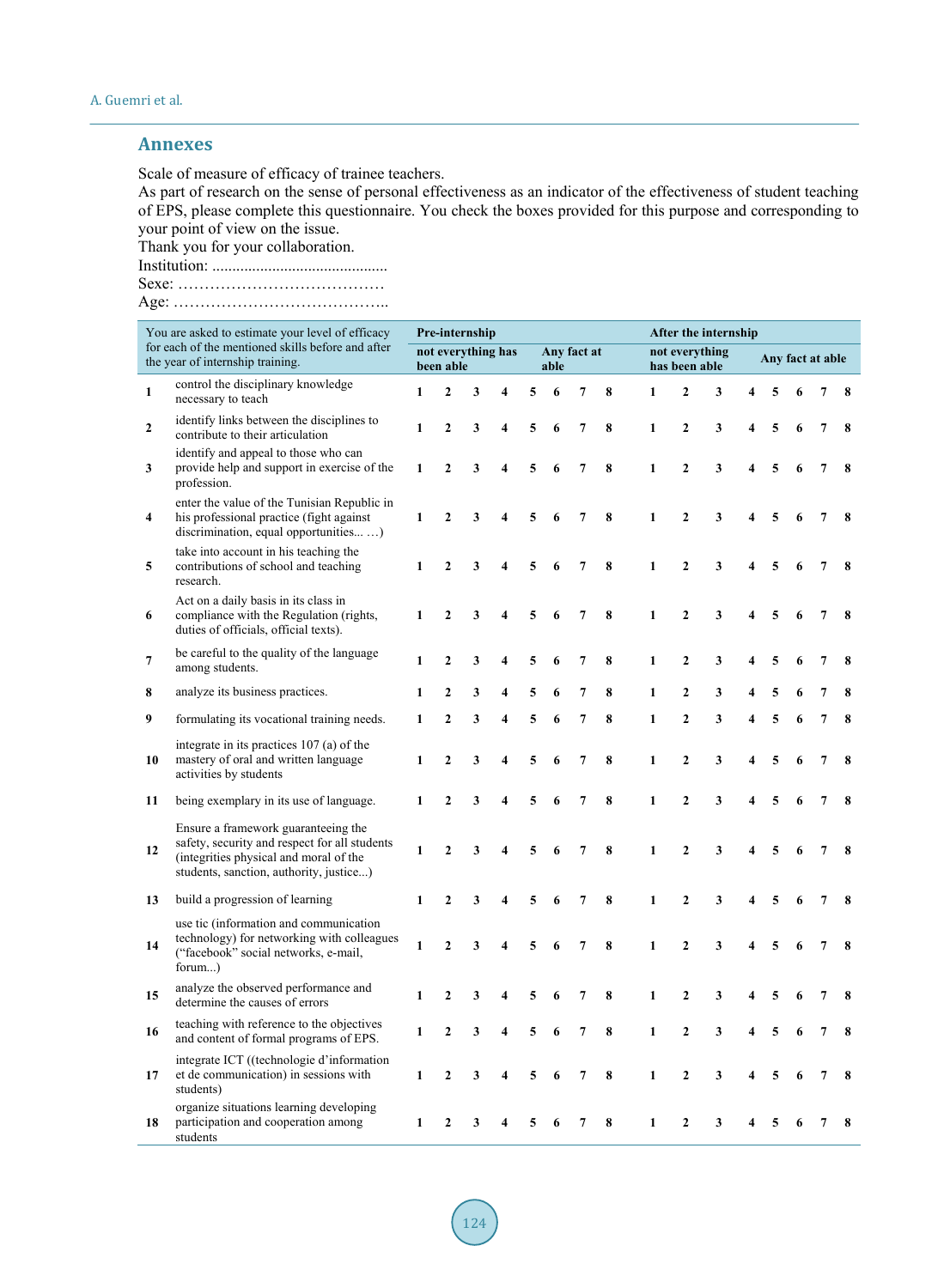## Annexes

Scale of measure of efficacy of trainee teachers.

As part of research on the sense of personal effectiveness as an indicator of the effectiveness of student teaching of EPS, please complete this questionnaire. You check the boxes provided for this purpose and corresponding to your point of view on the issue.

Thank you for your collaboration.

Institution: ............................................

Sexe: ......................................

Age: .......................................

| You are asked to estimate your level of efficacy for each of the mentioned skills before and after the year of internship training. | | Pre-internship | | | | | | | | After the internship | | | | | | | |
|---|---|---|---|---|---|---|---|---|---|---|---|---|---|---|---|---|---|
| | | not everything has been able | | | | Any fact at able | | | | not everything has been able | | | | Any fact at able | | | |
| 1 | control the disciplinary knowledge necessary to teach | 1 | 2 | 3 | 4 | 5 | 6 | 7 | 8 | 1 | 2 | 3 | 4 | 5 | 6 | 7 | 8 |
| 2 | identify links between the disciplines to contribute to their articulation | 1 | 2 | 3 | 4 | 5 | 6 | 7 | 8 | 1 | 2 | 3 | 4 | 5 | 6 | 7 | 8 |
| 3 | identify and appeal to those who can provide help and support in exercise of the profession. | 1 | 2 | 3 | 4 | 5 | 6 | 7 | 8 | 1 | 2 | 3 | 4 | 5 | 6 | 7 | 8 |
| 4 | enter the value of the Tunisian Republic in his professional practice (fight against discrimination, equal opportunities... …) | 1 | 2 | 3 | 4 | 5 | 6 | 7 | 8 | 1 | 2 | 3 | 4 | 5 | 6 | 7 | 8 |
| 5 | take into account in his teaching the contributions of school and teaching research. | 1 | 2 | 3 | 4 | 5 | 6 | 7 | 8 | 1 | 2 | 3 | 4 | 5 | 6 | 7 | 8 |
| 6 | Act on a daily basis in its class in compliance with the Regulation (rights, duties of officials, official texts). | 1 | 2 | 3 | 4 | 5 | 6 | 7 | 8 | 1 | 2 | 3 | 4 | 5 | 6 | 7 | 8 |
| 7 | be careful to the quality of the language among students. | 1 | 2 | 3 | 4 | 5 | 6 | 7 | 8 | 1 | 2 | 3 | 4 | 5 | 6 | 7 | 8 |
| 8 | analyze its business practices. | 1 | 2 | 3 | 4 | 5 | 6 | 7 | 8 | 1 | 2 | 3 | 4 | 5 | 6 | 7 | 8 |
| 9 | formulating its vocational training needs. | 1 | 2 | 3 | 4 | 5 | 6 | 7 | 8 | 1 | 2 | 3 | 4 | 5 | 6 | 7 | 8 |
| 10 | integrate in its practices 107 (a) of the mastery of oral and written language activities by students | 1 | 2 | 3 | 4 | 5 | 6 | 7 | 8 | 1 | 2 | 3 | 4 | 5 | 6 | 7 | 8 |
| 11 | being exemplary in its use of language. | 1 | 2 | 3 | 4 | 5 | 6 | 7 | 8 | 1 | 2 | 3 | 4 | 5 | 6 | 7 | 8 |
| 12 | Ensure a framework guaranteeing the safety, security and respect for all students (integrities physical and moral of the students, sanction, authority, justice...) | 1 | 2 | 3 | 4 | 5 | 6 | 7 | 8 | 1 | 2 | 3 | 4 | 5 | 6 | 7 | 8 |
| 13 | build a progression of learning | 1 | 2 | 3 | 4 | 5 | 6 | 7 | 8 | 1 | 2 | 3 | 4 | 5 | 6 | 7 | 8 |
| 14 | use tic (information and communication technology) for networking with colleagues ("facebook" social networks, e-mail, forum...) | 1 | 2 | 3 | 4 | 5 | 6 | 7 | 8 | 1 | 2 | 3 | 4 | 5 | 6 | 7 | 8 |
| 15 | analyze the observed performance and determine the causes of errors | 1 | 2 | 3 | 4 | 5 | 6 | 7 | 8 | 1 | 2 | 3 | 4 | 5 | 6 | 7 | 8 |
| 16 | teaching with reference to the objectives and content of formal programs of EPS. | 1 | 2 | 3 | 4 | 5 | 6 | 7 | 8 | 1 | 2 | 3 | 4 | 5 | 6 | 7 | 8 |
| 17 | integrate ICT ((technologie d'information et de communication) in sessions with students) | 1 | 2 | 3 | 4 | 5 | 6 | 7 | 8 | 1 | 2 | 3 | 4 | 5 | 6 | 7 | 8 |
| 18 | organize situations learning developing participation and cooperation among students | 1 | 2 | 3 | 4 | 5 | 6 | 7 | 8 | 1 | 2 | 3 | 4 | 5 | 6 | 7 | 8 |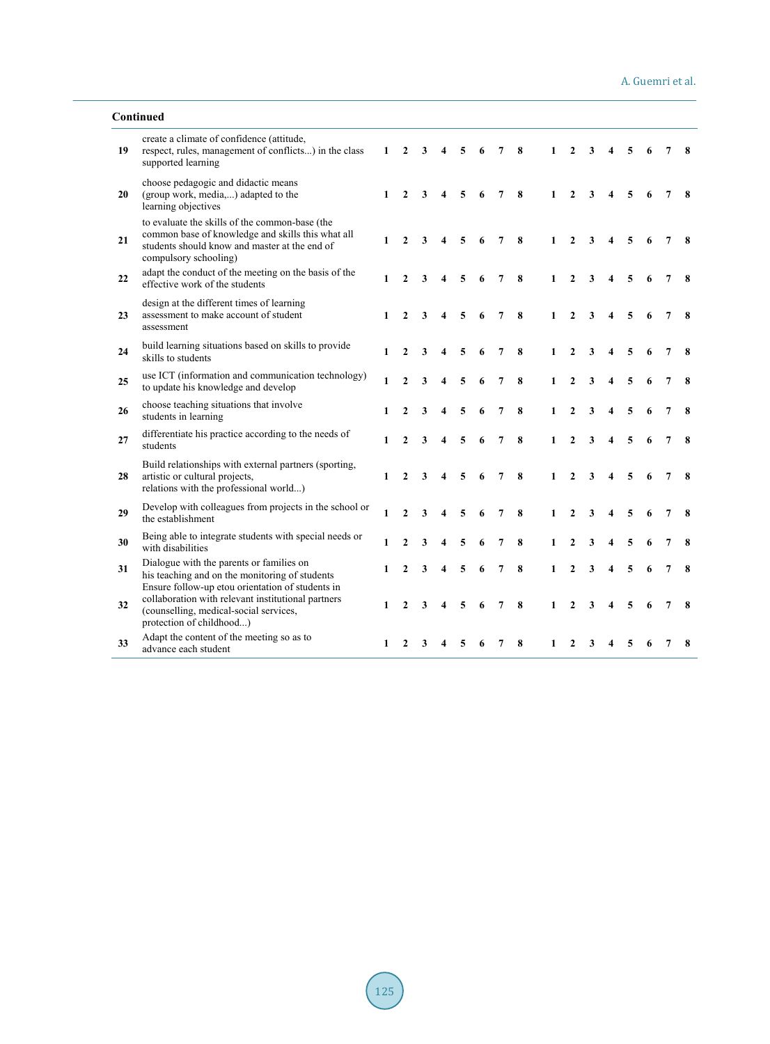**Continued**

| | | | | | | | | | | | | | | | | | |
|---|---|---|---|---|---|---|---|---|---|---|---|---|---|---|---|---|---|
| 19 | create a climate of confidence (attitude, respect, rules, management of conflicts...) in the class supported learning | 1 | 2 | 3 | 4 | 5 | 6 | 7 | 8 | 1 | 2 | 3 | 4 | 5 | 6 | 7 | 8 |
| 20 | choose pedagogic and didactic means (group work, media,...) adapted to the learning objectives | 1 | 2 | 3 | 4 | 5 | 6 | 7 | 8 | 1 | 2 | 3 | 4 | 5 | 6 | 7 | 8 |
| 21 | to evaluate the skills of the common-base (the common base of knowledge and skills this what all students should know and master at the end of compulsory schooling) | 1 | 2 | 3 | 4 | 5 | 6 | 7 | 8 | 1 | 2 | 3 | 4 | 5 | 6 | 7 | 8 |
| 22 | adapt the conduct of the meeting on the basis of the effective work of the students | 1 | 2 | 3 | 4 | 5 | 6 | 7 | 8 | 1 | 2 | 3 | 4 | 5 | 6 | 7 | 8 |
| 23 | design at the different times of learning assessment to make account of student assessment | 1 | 2 | 3 | 4 | 5 | 6 | 7 | 8 | 1 | 2 | 3 | 4 | 5 | 6 | 7 | 8 |
| 24 | build learning situations based on skills to provide skills to students | 1 | 2 | 3 | 4 | 5 | 6 | 7 | 8 | 1 | 2 | 3 | 4 | 5 | 6 | 7 | 8 |
| 25 | use ICT (information and communication technology) to update his knowledge and develop | 1 | 2 | 3 | 4 | 5 | 6 | 7 | 8 | 1 | 2 | 3 | 4 | 5 | 6 | 7 | 8 |
| 26 | choose teaching situations that involve students in learning | 1 | 2 | 3 | 4 | 5 | 6 | 7 | 8 | 1 | 2 | 3 | 4 | 5 | 6 | 7 | 8 |
| 27 | differentiate his practice according to the needs of students | 1 | 2 | 3 | 4 | 5 | 6 | 7 | 8 | 1 | 2 | 3 | 4 | 5 | 6 | 7 | 8 |
| 28 | Build relationships with external partners (sporting, artistic or cultural projects, relations with the professional world...) | 1 | 2 | 3 | 4 | 5 | 6 | 7 | 8 | 1 | 2 | 3 | 4 | 5 | 6 | 7 | 8 |
| 29 | Develop with colleagues from projects in the school or the establishment | 1 | 2 | 3 | 4 | 5 | 6 | 7 | 8 | 1 | 2 | 3 | 4 | 5 | 6 | 7 | 8 |
| 30 | Being able to integrate students with special needs or with disabilities | 1 | 2 | 3 | 4 | 5 | 6 | 7 | 8 | 1 | 2 | 3 | 4 | 5 | 6 | 7 | 8 |
| 31 | Dialogue with the parents or families on his teaching and on the monitoring of students | 1 | 2 | 3 | 4 | 5 | 6 | 7 | 8 | 1 | 2 | 3 | 4 | 5 | 6 | 7 | 8 |
| 32 | Ensure follow-up etou orientation of students in collaboration with relevant institutional partners (counselling, medical-social services, protection of childhood...) | 1 | 2 | 3 | 4 | 5 | 6 | 7 | 8 | 1 | 2 | 3 | 4 | 5 | 6 | 7 | 8 |
| 33 | Adapt the content of the meeting so as to advance each student | 1 | 2 | 3 | 4 | 5 | 6 | 7 | 8 | 1 | 2 | 3 | 4 | 5 | 6 | 7 | 8 |